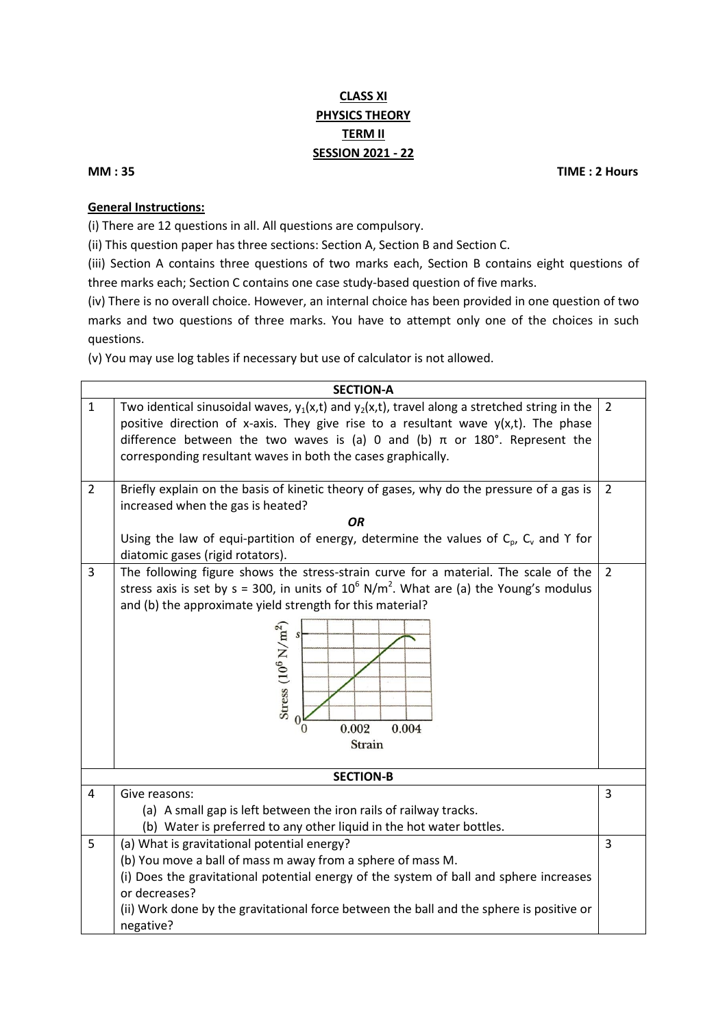**CLASS XI**

**PHYSICS THEORY**

**TERM II**

**SESSION 2021 - 22**

**MM : 35** **TIME : 2 Hours**

**General Instructions:**

(i) There are 12 questions in all. All questions are compulsory.

(ii) This question paper has three sections: Section A, Section B and Section C.

(iii) Section A contains three questions of two marks each, Section B contains eight questions of three marks each; Section C contains one case study-based question of five marks.

(iv) There is no overall choice. However, an internal choice has been provided in one question of two marks and two questions of three marks. You have to attempt only one of the choices in such questions.

(v) You may use log tables if necessary but use of calculator is not allowed.

| | | |
|---|---|---|
| | **SECTION-A** | |
| 1 | Two identical sinusoidal waves, $y_1(x,t)$ and $y_2(x,t)$, travel along a stretched string in the positive direction of x-axis. They give rise to a resultant wave $y(x,t)$. The phase difference between the two waves is (a) 0 and (b) $\pi$ or 180°. Represent the corresponding resultant waves in both the cases graphically. | 2 |
| 2 | Briefly explain on the basis of kinetic theory of gases, why do the pressure of a gas is increased when the gas is heated? ***OR*** Using the law of equi-partition of energy, determine the values of $C_p$, $C_v$ and $\Upsilon$ for diatomic gases (rigid rotators). | 2 |
| 3 | The following figure shows the stress-strain curve for a material. The scale of the stress axis is set by s = 300, in units of $10^6$ N/m$^2$. What are (a) the Young's modulus and (b) the approximate yield strength for this material? Stress ($10^6$ N/m$^2$) s 0 0 0.002 0.004 Strain | 2 |
| | **SECTION-B** | |
| 4 | Give reasons: (a) A small gap is left between the iron rails of railway tracks. (b) Water is preferred to any other liquid in the hot water bottles. | 3 |
| 5 | (a) What is gravitational potential energy? (b) You move a ball of mass m away from a sphere of mass M. (i) Does the gravitational potential energy of the system of ball and sphere increases or decreases? (ii) Work done by the gravitational force between the ball and the sphere is positive or negative? | 3 |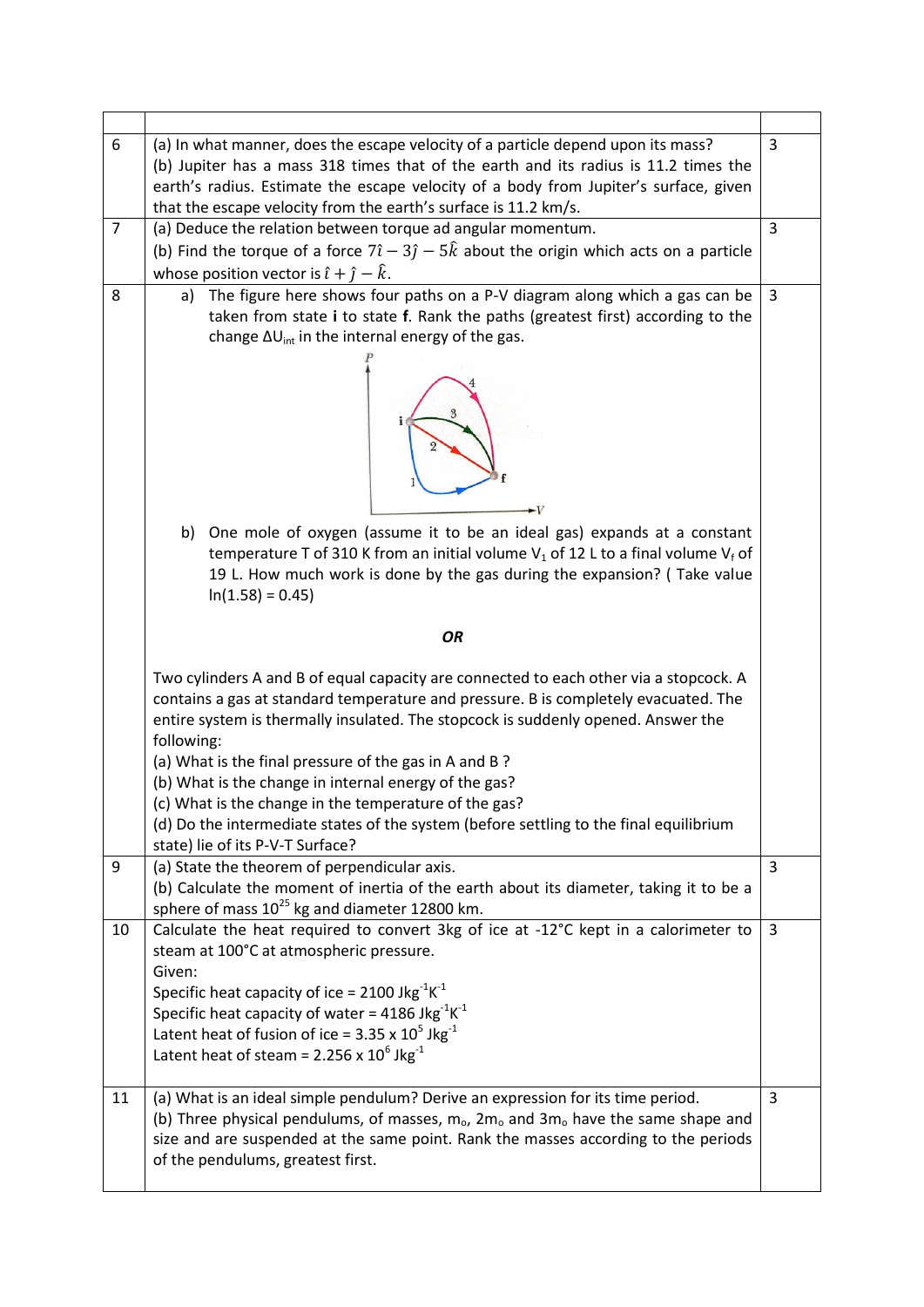| | | |
|---|---|---|
| 6 | (a) In what manner, does the escape velocity of a particle depend upon its mass?<br>(b) Jupiter has a mass 318 times that of the earth and its radius is 11.2 times the earth's radius. Estimate the escape velocity of a body from Jupiter's surface, given that the escape velocity from the earth's surface is 11.2 km/s. | 3 |
| 7 | (a) Deduce the relation between torque ad angular momentum.<br>(b) Find the torque of a force $7\hat{i} - 3\hat{j} - 5\hat{k}$ about the origin which acts on a particle whose position vector is $\hat{i} + \hat{j} - \hat{k}$. | 3 |
| 8 | a) The figure here shows four paths on a P-V diagram along which a gas can be taken from state **i** to state **f**. Rank the paths (greatest first) according to the change $\Delta U_{int}$ in the internal energy of the gas.<br><br>b) One mole of oxygen (assume it to be an ideal gas) expands at a constant temperature T of 310 K from an initial volume $V_1$ of 12 L to a final volume $V_f$ of 19 L. How much work is done by the gas during the expansion? ( Take value ln(1.58) = 0.45)<br><br>***OR***<br><br>Two cylinders A and B of equal capacity are connected to each other via a stopcock. A contains a gas at standard temperature and pressure. B is completely evacuated. The entire system is thermally insulated. The stopcock is suddenly opened. Answer the following:<br>(a) What is the final pressure of the gas in A and B ?<br>(b) What is the change in internal energy of the gas?<br>(c) What is the change in the temperature of the gas?<br>(d) Do the intermediate states of the system (before settling to the final equilibrium state) lie of its P-V-T Surface? | 3 |
| 9 | (a) State the theorem of perpendicular axis.<br>(b) Calculate the moment of inertia of the earth about its diameter, taking it to be a sphere of mass $10^{25}$ kg and diameter 12800 km. | 3 |
| 10 | Calculate the heat required to convert 3kg of ice at -12°C kept in a calorimeter to steam at 100°C at atmospheric pressure.<br>Given:<br>Specific heat capacity of ice = 2100 $Jkg^{-1}K^{-1}$<br>Specific heat capacity of water = 4186 $Jkg^{-1}K^{-1}$<br>Latent heat of fusion of ice = $3.35 \times 10^5$ $Jkg^{-1}$<br>Latent heat of steam = $2.256 \times 10^6$ $Jkg^{-1}$ | 3 |
| 11 | (a) What is an ideal simple pendulum? Derive an expression for its time period.<br>(b) Three physical pendulums, of masses, $m_o$, $2m_o$ and $3m_o$ have the same shape and size and are suspended at the same point. Rank the masses according to the periods of the pendulums, greatest first. | 3 |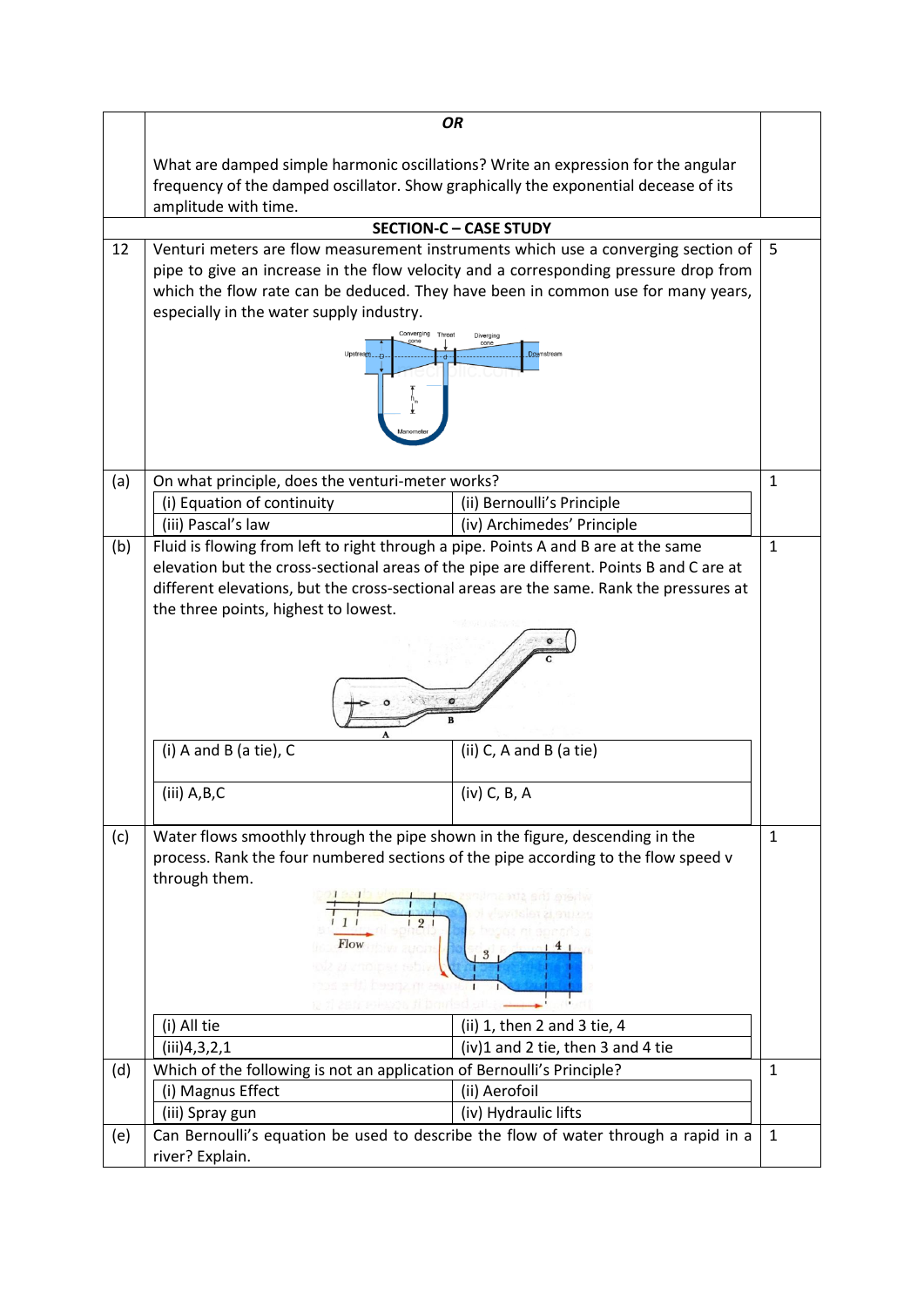*OR*

What are damped simple harmonic oscillations? Write an expression for the angular frequency of the damped oscillator. Show graphically the exponential decease of its amplitude with time.

## SECTION-C – CASE STUDY

**12** Venturi meters are flow measurement instruments which use a converging section of pipe to give an increase in the flow velocity and a corresponding pressure drop from which the flow rate can be deduced. They have been in common use for many years, especially in the water supply industry. **(5)**

Converging cone
Throat
Diverging cone
Upstream
D
d
Downstream
$h_m$
Manometer

**(a)** On what principle, does the venturi-meter works? **(1)**

| | |
|---|---|
| (i) Equation of continuity | (ii) Bernoulli's Principle |
| (iii) Pascal's law | (iv) Archimedes' Principle |

**(b)** Fluid is flowing from left to right through a pipe. Points A and B are at the same elevation but the cross-sectional areas of the pipe are different. Points B and C are at different elevations, but the cross-sectional areas are the same. Rank the pressures at the three points, highest to lowest. **(1)**

A
B
C

| | |
|---|---|
| (i) A and B (a tie), C | (ii) C, A and B (a tie) |
| (iii) A,B,C | (iv) C, B, A |

**(c)** Water flows smoothly through the pipe shown in the figure, descending in the process. Rank the four numbered sections of the pipe according to the flow speed v through them. **(1)**

1
2
3
4
Flow

| | |
|---|---|
| (i) All tie | (ii) 1, then 2 and 3 tie, 4 |
| (iii)4,3,2,1 | (iv)1 and 2 tie, then 3 and 4 tie |

**(d)** Which of the following is not an application of Bernoulli's Principle? **(1)**

| | |
|---|---|
| (i) Magnus Effect | (ii) Aerofoil |
| (iii) Spray gun | (iv) Hydraulic lifts |

**(e)** Can Bernoulli's equation be used to describe the flow of water through a rapid in a river? Explain. **(1)**